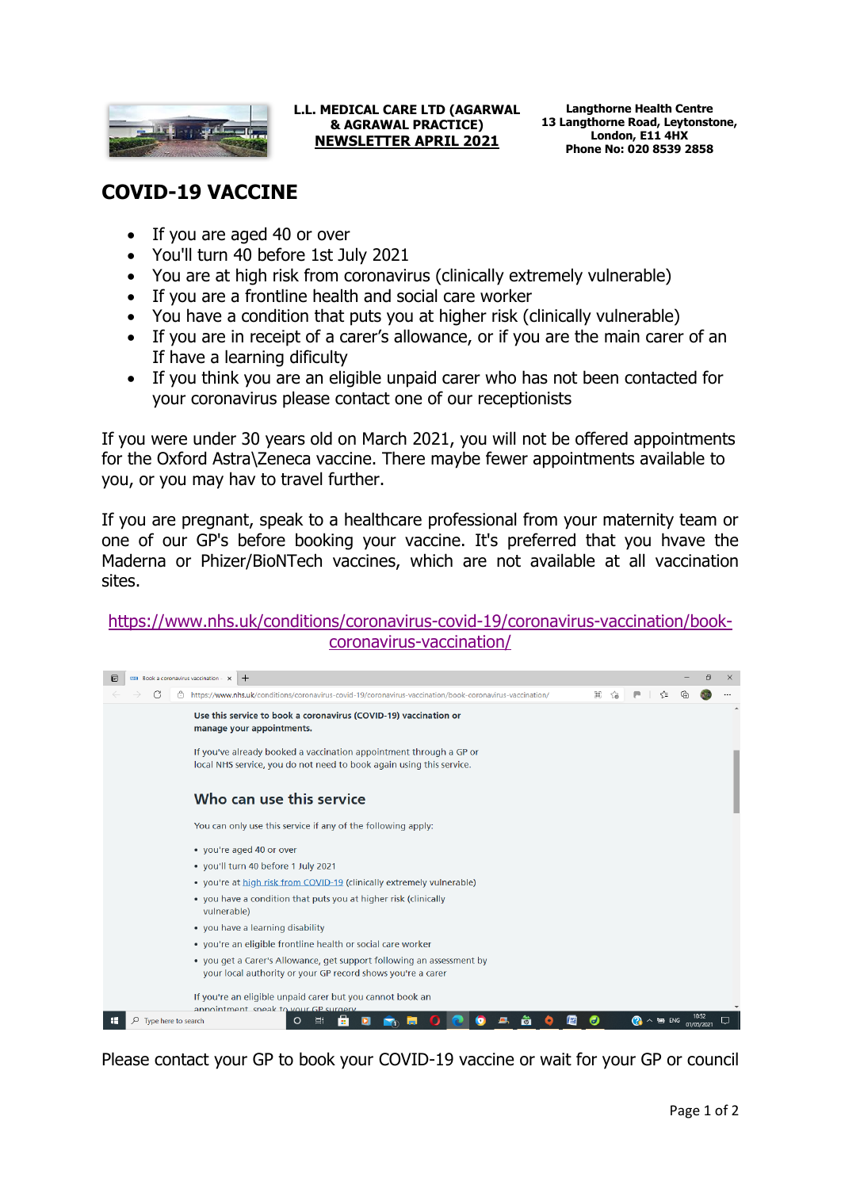**L.L. MEDICAL CARE LTD (AGARWAL & AGRAWAL PRACTICE)**
**NEWSLETTER APRIL 2021**

**Langthorne Health Centre**
**13 Langthorne Road, Leytonstone, London, E11 4HX**
**Phone No: 020 8539 2858**

# COVID-19 VACCINE

- If you are aged 40 or over
- You'll turn 40 before 1st July 2021
- You are at high risk from coronavirus (clinically extremely vulnerable)
- If you are a frontline health and social care worker
- You have a condition that puts you at higher risk (clinically vulnerable)
- If you are in receipt of a carer's allowance, or if you are the main carer of an If have a learning dificulty
- If you think you are an eligible unpaid carer who has not been contacted for your coronavirus please contact one of our receptionists

If you were under 30 years old on March 2021, you will not be offered appointments for the Oxford Astra\Zeneca vaccine. There maybe fewer appointments available to you, or you may hav to travel further.

If you are pregnant, speak to a healthcare professional from your maternity team or one of our GP's before booking your vaccine. It's preferred that you hvave the Maderna or Phizer/BioNTech vaccines, which are not available at all vaccination sites.

https://www.nhs.uk/conditions/coronavirus-covid-19/coronavirus-vaccination/book-coronavirus-vaccination/

Use this service to book a coronavirus (COVID-19) vaccination or manage your appointments.

If you've already booked a vaccination appointment through a GP or local NHS service, you do not need to book again using this service.

## Who can use this service

You can only use this service if any of the following apply:

- you're aged 40 or over
- you'll turn 40 before 1 July 2021
- you're at high risk from COVID-19 (clinically extremely vulnerable)
- you have a condition that puts you at higher risk (clinically vulnerable)
- you have a learning disability
- you're an eligible frontline health or social care worker
- you get a Carer's Allowance, get support following an assessment by your local authority or your GP record shows you're a carer

If you're an eligible unpaid carer but you cannot book an appointment, speak to your GP surgery.

Please contact your GP to book your COVID-19 vaccine or wait for your GP or council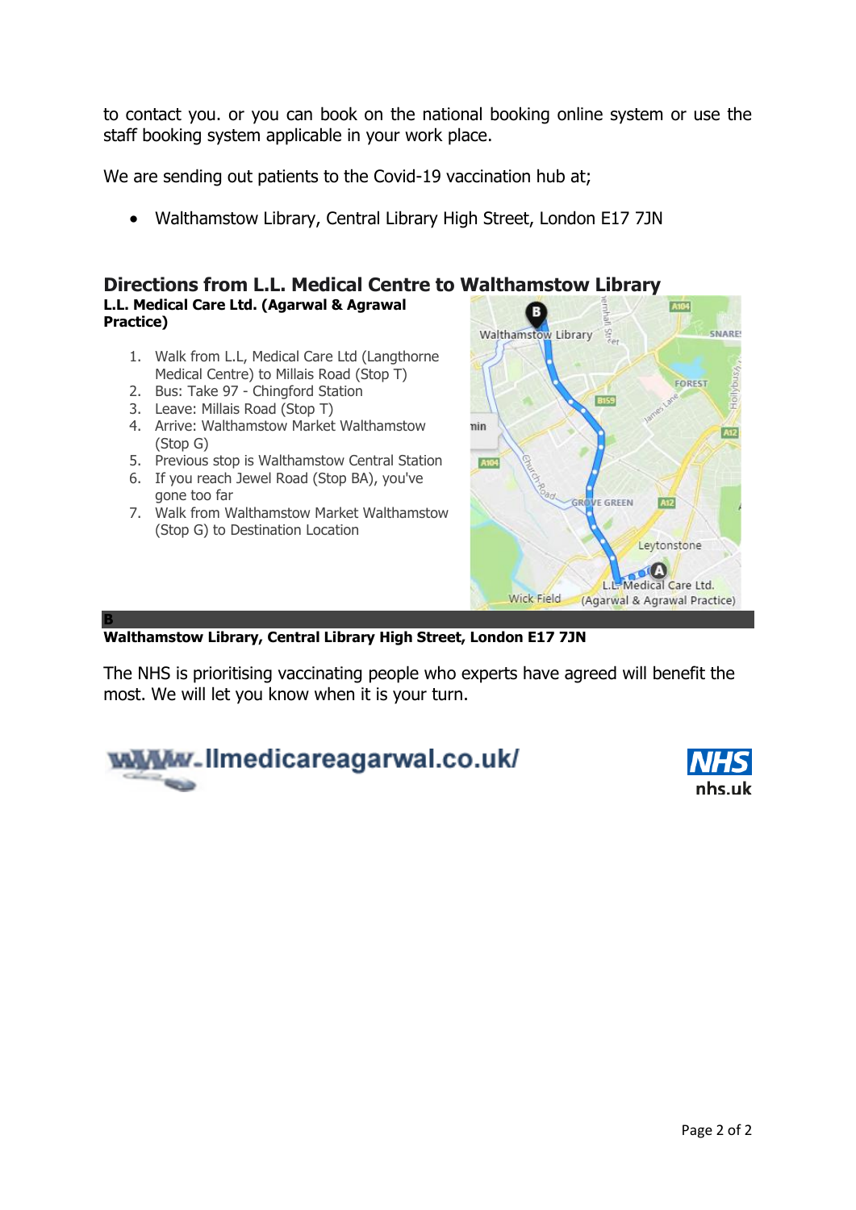to contact you. or you can book on the national booking online system or use the staff booking system applicable in your work place.

We are sending out patients to the Covid-19 vaccination hub at;

- Walthamstow Library, Central Library High Street, London E17 7JN

## Directions from L.L. Medical Centre to Walthamstow Library

**L.L. Medical Care Ltd. (Agarwal & Agrawal Practice)**

1. Walk from L.L, Medical Care Ltd (Langthorne Medical Centre) to Millais Road (Stop T)
2. Bus: Take 97 - Chingford Station
3. Leave: Millais Road (Stop T)
4. Arrive: Walthamstow Market Walthamstow (Stop G)
5. Previous stop is Walthamstow Central Station
6. If you reach Jewel Road (Stop BA), you've gone too far
7. Walk from Walthamstow Market Walthamstow (Stop G) to Destination Location

**B**

**Walthamstow Library, Central Library High Street, London E17 7JN**

The NHS is prioritising vaccinating people who experts have agreed will benefit the most. We will let you know when it is your turn.

www.llmedicareagarwal.co.uk/

NHS
nhs.uk